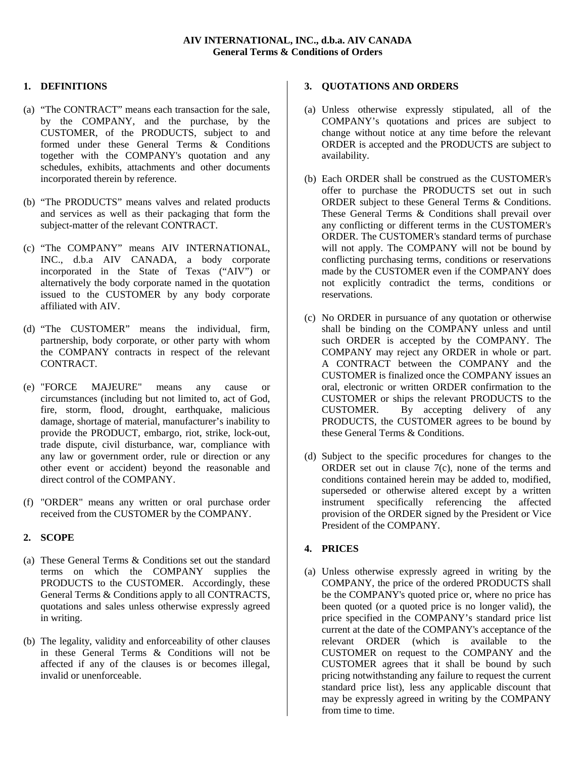**AIV INTERNATIONAL, INC., d.b.a. AIV CANADA**
**General Terms & Conditions of Orders**

## 1. DEFINITIONS

(a) "The CONTRACT" means each transaction for the sale, by the COMPANY, and the purchase, by the CUSTOMER, of the PRODUCTS, subject to and formed under these General Terms & Conditions together with the COMPANY's quotation and any schedules, exhibits, attachments and other documents incorporated therein by reference.

(b) "The PRODUCTS" means valves and related products and services as well as their packaging that form the subject-matter of the relevant CONTRACT.

(c) "The COMPANY" means AIV INTERNATIONAL, INC., d.b.a AIV CANADA, a body corporate incorporated in the State of Texas ("AIV") or alternatively the body corporate named in the quotation issued to the CUSTOMER by any body corporate affiliated with AIV.

(d) "The CUSTOMER" means the individual, firm, partnership, body corporate, or other party with whom the COMPANY contracts in respect of the relevant CONTRACT.

(e) "FORCE MAJEURE" means any cause or circumstances (including but not limited to, act of God, fire, storm, flood, drought, earthquake, malicious damage, shortage of material, manufacturer's inability to provide the PRODUCT, embargo, riot, strike, lock-out, trade dispute, civil disturbance, war, compliance with any law or government order, rule or direction or any other event or accident) beyond the reasonable and direct control of the COMPANY.

(f) "ORDER" means any written or oral purchase order received from the CUSTOMER by the COMPANY.

## 2. SCOPE

(a) These General Terms & Conditions set out the standard terms on which the COMPANY supplies the PRODUCTS to the CUSTOMER. Accordingly, these General Terms & Conditions apply to all CONTRACTS, quotations and sales unless otherwise expressly agreed in writing.

(b) The legality, validity and enforceability of other clauses in these General Terms & Conditions will not be affected if any of the clauses is or becomes illegal, invalid or unenforceable.

## 3. QUOTATIONS AND ORDERS

(a) Unless otherwise expressly stipulated, all of the COMPANY's quotations and prices are subject to change without notice at any time before the relevant ORDER is accepted and the PRODUCTS are subject to availability.

(b) Each ORDER shall be construed as the CUSTOMER's offer to purchase the PRODUCTS set out in such ORDER subject to these General Terms & Conditions. These General Terms & Conditions shall prevail over any conflicting or different terms in the CUSTOMER's ORDER. The CUSTOMER's standard terms of purchase will not apply. The COMPANY will not be bound by conflicting purchasing terms, conditions or reservations made by the CUSTOMER even if the COMPANY does not explicitly contradict the terms, conditions or reservations.

(c) No ORDER in pursuance of any quotation or otherwise shall be binding on the COMPANY unless and until such ORDER is accepted by the COMPANY. The COMPANY may reject any ORDER in whole or part. A CONTRACT between the COMPANY and the CUSTOMER is finalized once the COMPANY issues an oral, electronic or written ORDER confirmation to the CUSTOMER or ships the relevant PRODUCTS to the CUSTOMER. By accepting delivery of any PRODUCTS, the CUSTOMER agrees to be bound by these General Terms & Conditions.

(d) Subject to the specific procedures for changes to the ORDER set out in clause 7(c), none of the terms and conditions contained herein may be added to, modified, superseded or otherwise altered except by a written instrument specifically referencing the affected provision of the ORDER signed by the President or Vice President of the COMPANY.

## 4. PRICES

(a) Unless otherwise expressly agreed in writing by the COMPANY, the price of the ordered PRODUCTS shall be the COMPANY's quoted price or, where no price has been quoted (or a quoted price is no longer valid), the price specified in the COMPANY's standard price list current at the date of the COMPANY's acceptance of the relevant ORDER (which is available to the CUSTOMER on request to the COMPANY and the CUSTOMER agrees that it shall be bound by such pricing notwithstanding any failure to request the current standard price list), less any applicable discount that may be expressly agreed in writing by the COMPANY from time to time.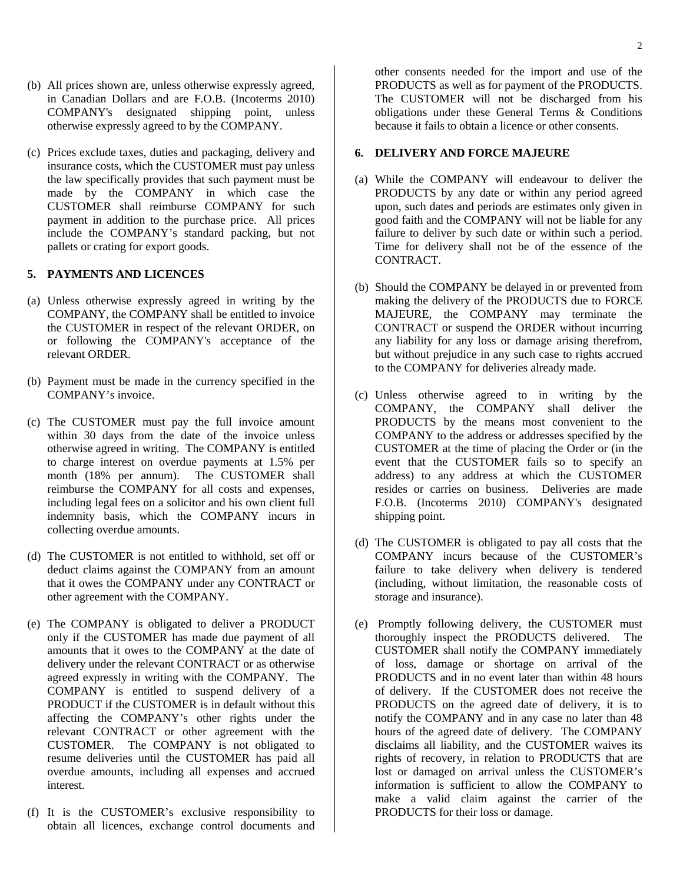(b) All prices shown are, unless otherwise expressly agreed, in Canadian Dollars and are F.O.B. (Incoterms 2010) COMPANY's designated shipping point, unless otherwise expressly agreed to by the COMPANY.

(c) Prices exclude taxes, duties and packaging, delivery and insurance costs, which the CUSTOMER must pay unless the law specifically provides that such payment must be made by the COMPANY in which case the CUSTOMER shall reimburse COMPANY for such payment in addition to the purchase price. All prices include the COMPANY's standard packing, but not pallets or crating for export goods.

**5. PAYMENTS AND LICENCES**

(a) Unless otherwise expressly agreed in writing by the COMPANY, the COMPANY shall be entitled to invoice the CUSTOMER in respect of the relevant ORDER, on or following the COMPANY's acceptance of the relevant ORDER.

(b) Payment must be made in the currency specified in the COMPANY's invoice.

(c) The CUSTOMER must pay the full invoice amount within 30 days from the date of the invoice unless otherwise agreed in writing. The COMPANY is entitled to charge interest on overdue payments at 1.5% per month (18% per annum). The CUSTOMER shall reimburse the COMPANY for all costs and expenses, including legal fees on a solicitor and his own client full indemnity basis, which the COMPANY incurs in collecting overdue amounts.

(d) The CUSTOMER is not entitled to withhold, set off or deduct claims against the COMPANY from an amount that it owes the COMPANY under any CONTRACT or other agreement with the COMPANY.

(e) The COMPANY is obligated to deliver a PRODUCT only if the CUSTOMER has made due payment of all amounts that it owes to the COMPANY at the date of delivery under the relevant CONTRACT or as otherwise agreed expressly in writing with the COMPANY. The COMPANY is entitled to suspend delivery of a PRODUCT if the CUSTOMER is in default without this affecting the COMPANY's other rights under the relevant CONTRACT or other agreement with the CUSTOMER. The COMPANY is not obligated to resume deliveries until the CUSTOMER has paid all overdue amounts, including all expenses and accrued interest.

(f) It is the CUSTOMER's exclusive responsibility to obtain all licences, exchange control documents and other consents needed for the import and use of the PRODUCTS as well as for payment of the PRODUCTS. The CUSTOMER will not be discharged from his obligations under these General Terms & Conditions because it fails to obtain a licence or other consents.

**6. DELIVERY AND FORCE MAJEURE**

(a) While the COMPANY will endeavour to deliver the PRODUCTS by any date or within any period agreed upon, such dates and periods are estimates only given in good faith and the COMPANY will not be liable for any failure to deliver by such date or within such a period. Time for delivery shall not be of the essence of the CONTRACT.

(b) Should the COMPANY be delayed in or prevented from making the delivery of the PRODUCTS due to FORCE MAJEURE, the COMPANY may terminate the CONTRACT or suspend the ORDER without incurring any liability for any loss or damage arising therefrom, but without prejudice in any such case to rights accrued to the COMPANY for deliveries already made.

(c) Unless otherwise agreed to in writing by the COMPANY, the COMPANY shall deliver the PRODUCTS by the means most convenient to the COMPANY to the address or addresses specified by the CUSTOMER at the time of placing the Order or (in the event that the CUSTOMER fails so to specify an address) to any address at which the CUSTOMER resides or carries on business. Deliveries are made F.O.B. (Incoterms 2010) COMPANY's designated shipping point.

(d) The CUSTOMER is obligated to pay all costs that the COMPANY incurs because of the CUSTOMER's failure to take delivery when delivery is tendered (including, without limitation, the reasonable costs of storage and insurance).

(e) Promptly following delivery, the CUSTOMER must thoroughly inspect the PRODUCTS delivered. The CUSTOMER shall notify the COMPANY immediately of loss, damage or shortage on arrival of the PRODUCTS and in no event later than within 48 hours of delivery. If the CUSTOMER does not receive the PRODUCTS on the agreed date of delivery, it is to notify the COMPANY and in any case no later than 48 hours of the agreed date of delivery. The COMPANY disclaims all liability, and the CUSTOMER waives its rights of recovery, in relation to PRODUCTS that are lost or damaged on arrival unless the CUSTOMER's information is sufficient to allow the COMPANY to make a valid claim against the carrier of the PRODUCTS for their loss or damage.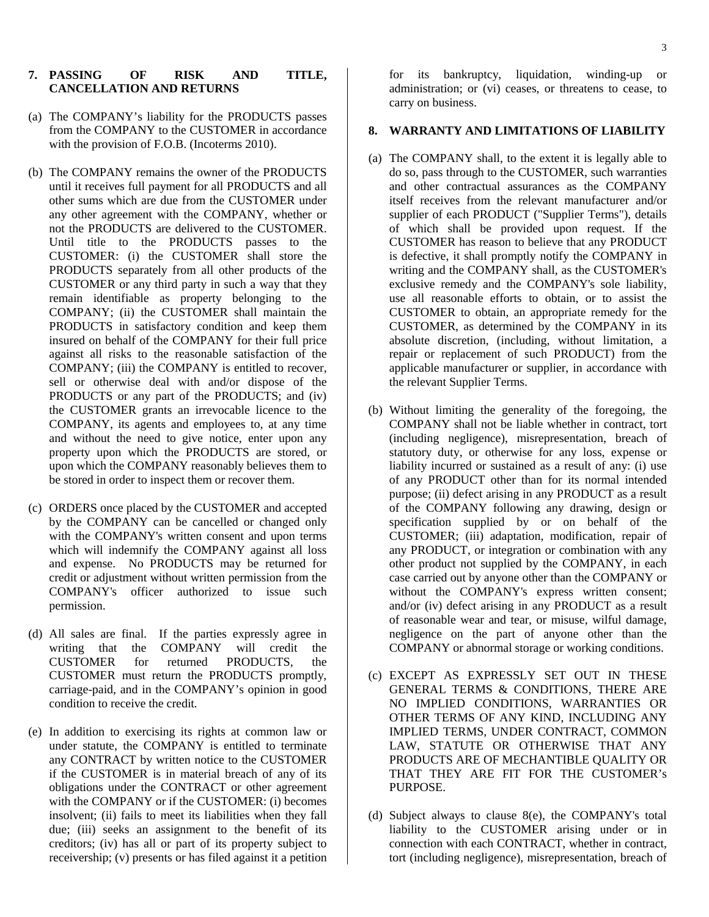## 7. PASSING OF RISK AND TITLE, CANCELLATION AND RETURNS

(a) The COMPANY's liability for the PRODUCTS passes from the COMPANY to the CUSTOMER in accordance with the provision of F.O.B. (Incoterms 2010).

(b) The COMPANY remains the owner of the PRODUCTS until it receives full payment for all PRODUCTS and all other sums which are due from the CUSTOMER under any other agreement with the COMPANY, whether or not the PRODUCTS are delivered to the CUSTOMER. Until title to the PRODUCTS passes to the CUSTOMER: (i) the CUSTOMER shall store the PRODUCTS separately from all other products of the CUSTOMER or any third party in such a way that they remain identifiable as property belonging to the COMPANY; (ii) the CUSTOMER shall maintain the PRODUCTS in satisfactory condition and keep them insured on behalf of the COMPANY for their full price against all risks to the reasonable satisfaction of the COMPANY; (iii) the COMPANY is entitled to recover, sell or otherwise deal with and/or dispose of the PRODUCTS or any part of the PRODUCTS; and (iv) the CUSTOMER grants an irrevocable licence to the COMPANY, its agents and employees to, at any time and without the need to give notice, enter upon any property upon which the PRODUCTS are stored, or upon which the COMPANY reasonably believes them to be stored in order to inspect them or recover them.

(c) ORDERS once placed by the CUSTOMER and accepted by the COMPANY can be cancelled or changed only with the COMPANY's written consent and upon terms which will indemnify the COMPANY against all loss and expense. No PRODUCTS may be returned for credit or adjustment without written permission from the COMPANY's officer authorized to issue such permission.

(d) All sales are final. If the parties expressly agree in writing that the COMPANY will credit the CUSTOMER for returned PRODUCTS, the CUSTOMER must return the PRODUCTS promptly, carriage-paid, and in the COMPANY's opinion in good condition to receive the credit.

(e) In addition to exercising its rights at common law or under statute, the COMPANY is entitled to terminate any CONTRACT by written notice to the CUSTOMER if the CUSTOMER is in material breach of any of its obligations under the CONTRACT or other agreement with the COMPANY or if the CUSTOMER: (i) becomes insolvent; (ii) fails to meet its liabilities when they fall due; (iii) seeks an assignment to the benefit of its creditors; (iv) has all or part of its property subject to receivership; (v) presents or has filed against it a petition for its bankruptcy, liquidation, winding-up or administration; or (vi) ceases, or threatens to cease, to carry on business.

## 8. WARRANTY AND LIMITATIONS OF LIABILITY

(a) The COMPANY shall, to the extent it is legally able to do so, pass through to the CUSTOMER, such warranties and other contractual assurances as the COMPANY itself receives from the relevant manufacturer and/or supplier of each PRODUCT ("Supplier Terms"), details of which shall be provided upon request. If the CUSTOMER has reason to believe that any PRODUCT is defective, it shall promptly notify the COMPANY in writing and the COMPANY shall, as the CUSTOMER's exclusive remedy and the COMPANY's sole liability, use all reasonable efforts to obtain, or to assist the CUSTOMER to obtain, an appropriate remedy for the CUSTOMER, as determined by the COMPANY in its absolute discretion, (including, without limitation, a repair or replacement of such PRODUCT) from the applicable manufacturer or supplier, in accordance with the relevant Supplier Terms.

(b) Without limiting the generality of the foregoing, the COMPANY shall not be liable whether in contract, tort (including negligence), misrepresentation, breach of statutory duty, or otherwise for any loss, expense or liability incurred or sustained as a result of any: (i) use of any PRODUCT other than for its normal intended purpose; (ii) defect arising in any PRODUCT as a result of the COMPANY following any drawing, design or specification supplied by or on behalf of the CUSTOMER; (iii) adaptation, modification, repair of any PRODUCT, or integration or combination with any other product not supplied by the COMPANY, in each case carried out by anyone other than the COMPANY or without the COMPANY's express written consent; and/or (iv) defect arising in any PRODUCT as a result of reasonable wear and tear, or misuse, wilful damage, negligence on the part of anyone other than the COMPANY or abnormal storage or working conditions.

(c) EXCEPT AS EXPRESSLY SET OUT IN THESE GENERAL TERMS & CONDITIONS, THERE ARE NO IMPLIED CONDITIONS, WARRANTIES OR OTHER TERMS OF ANY KIND, INCLUDING ANY IMPLIED TERMS, UNDER CONTRACT, COMMON LAW, STATUTE OR OTHERWISE THAT ANY PRODUCTS ARE OF MECHANTIBLE QUALITY OR THAT THEY ARE FIT FOR THE CUSTOMER's PURPOSE.

(d) Subject always to clause 8(e), the COMPANY's total liability to the CUSTOMER arising under or in connection with each CONTRACT, whether in contract, tort (including negligence), misrepresentation, breach of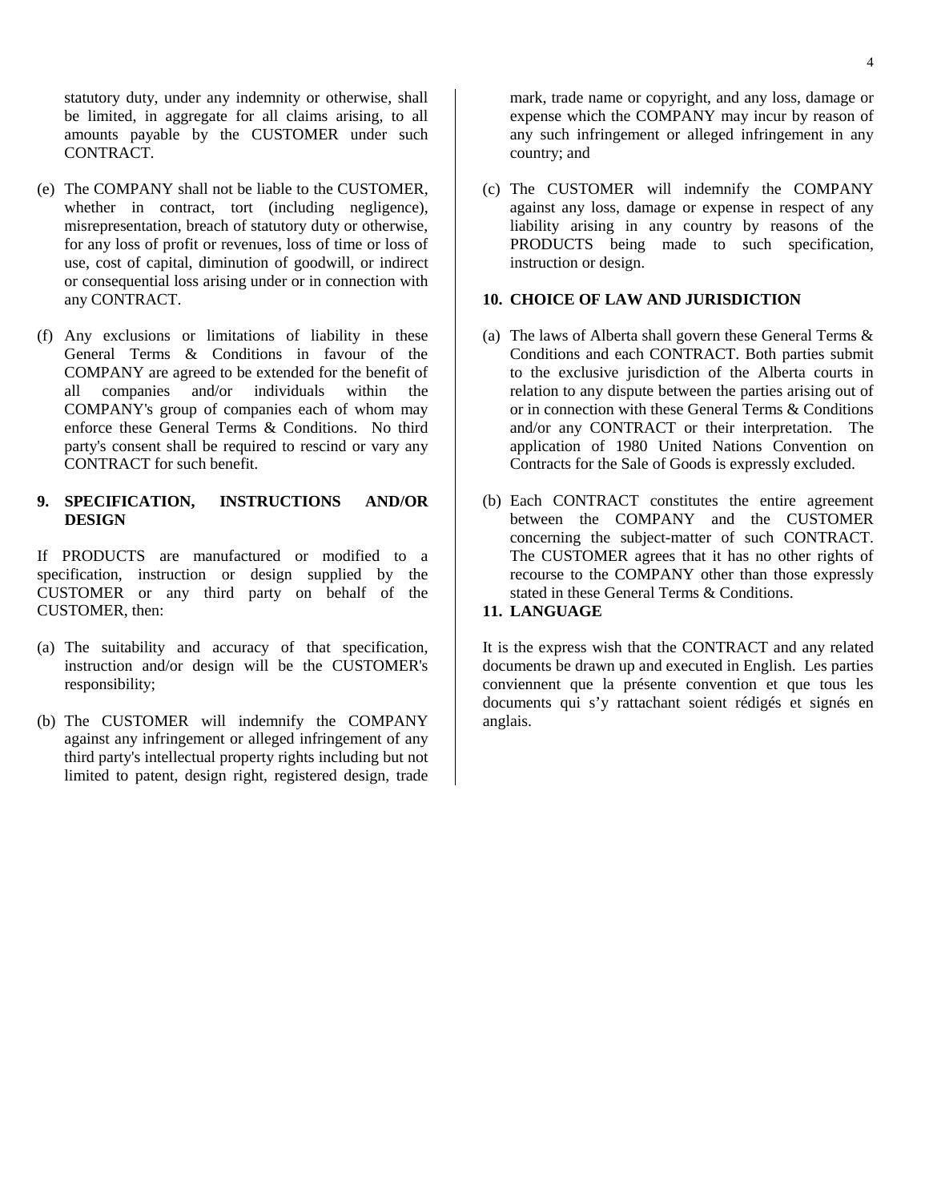statutory duty, under any indemnity or otherwise, shall be limited, in aggregate for all claims arising, to all amounts payable by the CUSTOMER under such CONTRACT.

(e) The COMPANY shall not be liable to the CUSTOMER, whether in contract, tort (including negligence), misrepresentation, breach of statutory duty or otherwise, for any loss of profit or revenues, loss of time or loss of use, cost of capital, diminution of goodwill, or indirect or consequential loss arising under or in connection with any CONTRACT.

(f) Any exclusions or limitations of liability in these General Terms & Conditions in favour of the COMPANY are agreed to be extended for the benefit of all companies and/or individuals within the COMPANY's group of companies each of whom may enforce these General Terms & Conditions. No third party's consent shall be required to rescind or vary any CONTRACT for such benefit.

**9. SPECIFICATION, INSTRUCTIONS AND/OR DESIGN**

If PRODUCTS are manufactured or modified to a specification, instruction or design supplied by the CUSTOMER or any third party on behalf of the CUSTOMER, then:

(a) The suitability and accuracy of that specification, instruction and/or design will be the CUSTOMER's responsibility;

(b) The CUSTOMER will indemnify the COMPANY against any infringement or alleged infringement of any third party's intellectual property rights including but not limited to patent, design right, registered design, trade mark, trade name or copyright, and any loss, damage or expense which the COMPANY may incur by reason of any such infringement or alleged infringement in any country; and

(c) The CUSTOMER will indemnify the COMPANY against any loss, damage or expense in respect of any liability arising in any country by reasons of the PRODUCTS being made to such specification, instruction or design.

**10. CHOICE OF LAW AND JURISDICTION**

(a) The laws of Alberta shall govern these General Terms & Conditions and each CONTRACT. Both parties submit to the exclusive jurisdiction of the Alberta courts in relation to any dispute between the parties arising out of or in connection with these General Terms & Conditions and/or any CONTRACT or their interpretation. The application of 1980 United Nations Convention on Contracts for the Sale of Goods is expressly excluded.

(b) Each CONTRACT constitutes the entire agreement between the COMPANY and the CUSTOMER concerning the subject-matter of such CONTRACT. The CUSTOMER agrees that it has no other rights of recourse to the COMPANY other than those expressly stated in these General Terms & Conditions.

**11. LANGUAGE**

It is the express wish that the CONTRACT and any related documents be drawn up and executed in English. Les parties conviennent que la présente convention et que tous les documents qui s'y rattachant soient rédigés et signés en anglais.